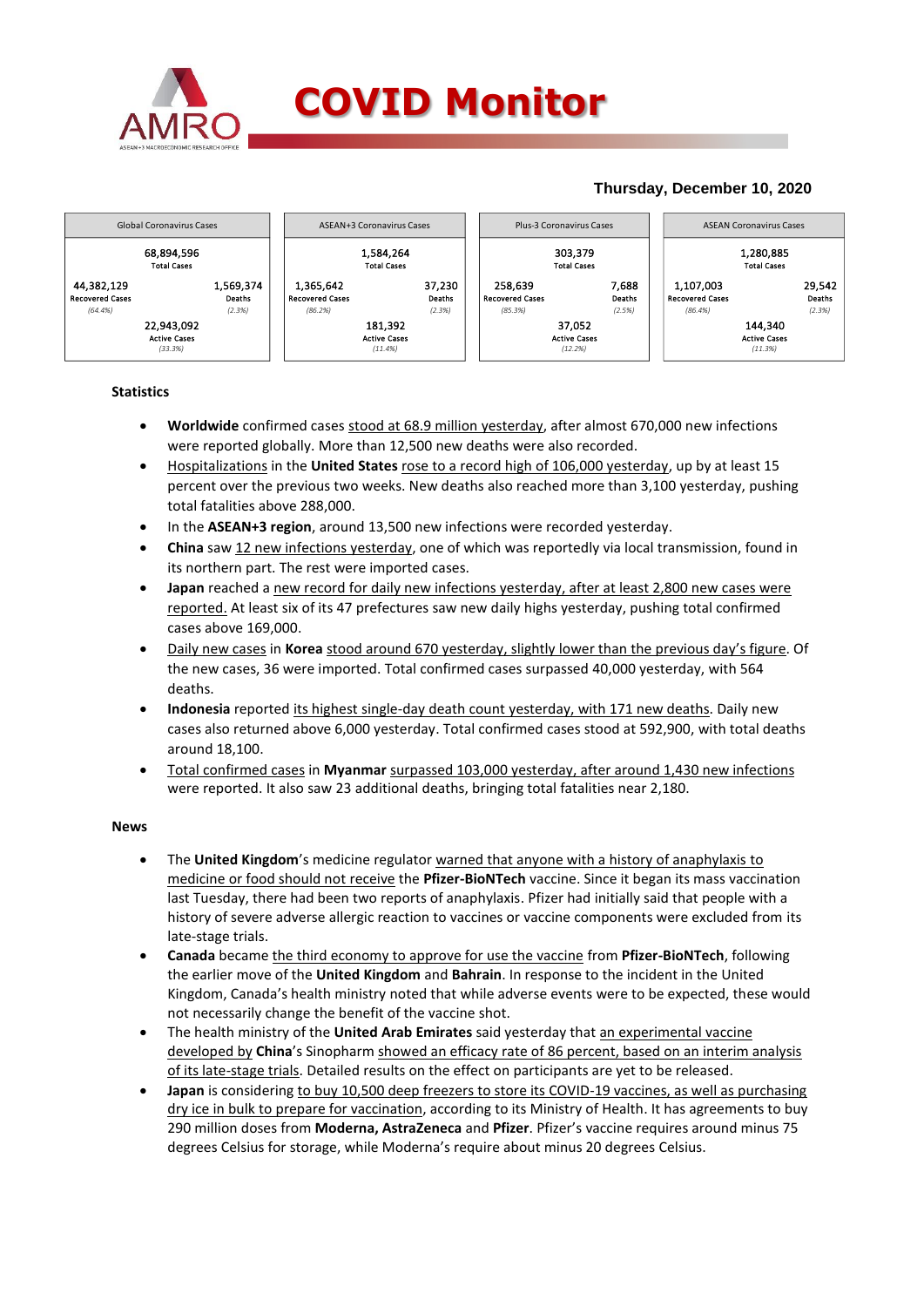# COVID Monitor

**Thursday, December 10, 2020**

| Global Coronavirus Cases | | ASEAN+3 Coronavirus Cases | | Plus-3 Coronavirus Cases | | ASEAN Coronavirus Cases | |
|---|---|---|---|---|---|---|---|
| 68,894,596 Total Cases | | 1,584,264 Total Cases | | 303,379 Total Cases | | 1,280,885 Total Cases | |
| 44,382,129 Recovered Cases (64.4%) | 1,569,374 Deaths (2.3%) | 1,365,642 Recovered Cases (86.2%) | 37,230 Deaths (2.3%) | 258,639 Recovered Cases (85.3%) | 7,688 Deaths (2.5%) | 1,107,003 Recovered Cases (86.4%) | 29,542 Deaths (2.3%) |
| 22,943,092 Active Cases (33.3%) | | 181,392 Active Cases (11.4%) | | 37,052 Active Cases (12.2%) | | 144,340 Active Cases (11.3%) | |

## Statistics

- **Worldwide** confirmed cases stood at 68.9 million yesterday, after almost 670,000 new infections were reported globally. More than 12,500 new deaths were also recorded.
- Hospitalizations in the **United States** rose to a record high of 106,000 yesterday, up by at least 15 percent over the previous two weeks. New deaths also reached more than 3,100 yesterday, pushing total fatalities above 288,000.
- In the **ASEAN+3 region**, around 13,500 new infections were recorded yesterday.
- **China** saw 12 new infections yesterday, one of which was reportedly via local transmission, found in its northern part. The rest were imported cases.
- **Japan** reached a new record for daily new infections yesterday, after at least 2,800 new cases were reported. At least six of its 47 prefectures saw new daily highs yesterday, pushing total confirmed cases above 169,000.
- Daily new cases in **Korea** stood around 670 yesterday, slightly lower than the previous day's figure. Of the new cases, 36 were imported. Total confirmed cases surpassed 40,000 yesterday, with 564 deaths.
- **Indonesia** reported its highest single-day death count yesterday, with 171 new deaths. Daily new cases also returned above 6,000 yesterday. Total confirmed cases stood at 592,900, with total deaths around 18,100.
- Total confirmed cases in **Myanmar** surpassed 103,000 yesterday, after around 1,430 new infections were reported. It also saw 23 additional deaths, bringing total fatalities near 2,180.

## News

- The **United Kingdom**'s medicine regulator warned that anyone with a history of anaphylaxis to medicine or food should not receive the **Pfizer-BioNTech** vaccine. Since it began its mass vaccination last Tuesday, there had been two reports of anaphylaxis. Pfizer had initially said that people with a history of severe adverse allergic reaction to vaccines or vaccine components were excluded from its late-stage trials.
- **Canada** became the third economy to approve for use the vaccine from **Pfizer-BioNTech**, following the earlier move of the **United Kingdom** and **Bahrain**. In response to the incident in the United Kingdom, Canada's health ministry noted that while adverse events were to be expected, these would not necessarily change the benefit of the vaccine shot.
- The health ministry of the **United Arab Emirates** said yesterday that an experimental vaccine developed by **China**'s Sinopharm showed an efficacy rate of 86 percent, based on an interim analysis of its late-stage trials. Detailed results on the effect on participants are yet to be released.
- **Japan** is considering to buy 10,500 deep freezers to store its COVID-19 vaccines, as well as purchasing dry ice in bulk to prepare for vaccination, according to its Ministry of Health. It has agreements to buy 290 million doses from **Moderna, AstraZeneca** and **Pfizer**. Pfizer's vaccine requires around minus 75 degrees Celsius for storage, while Moderna's require about minus 20 degrees Celsius.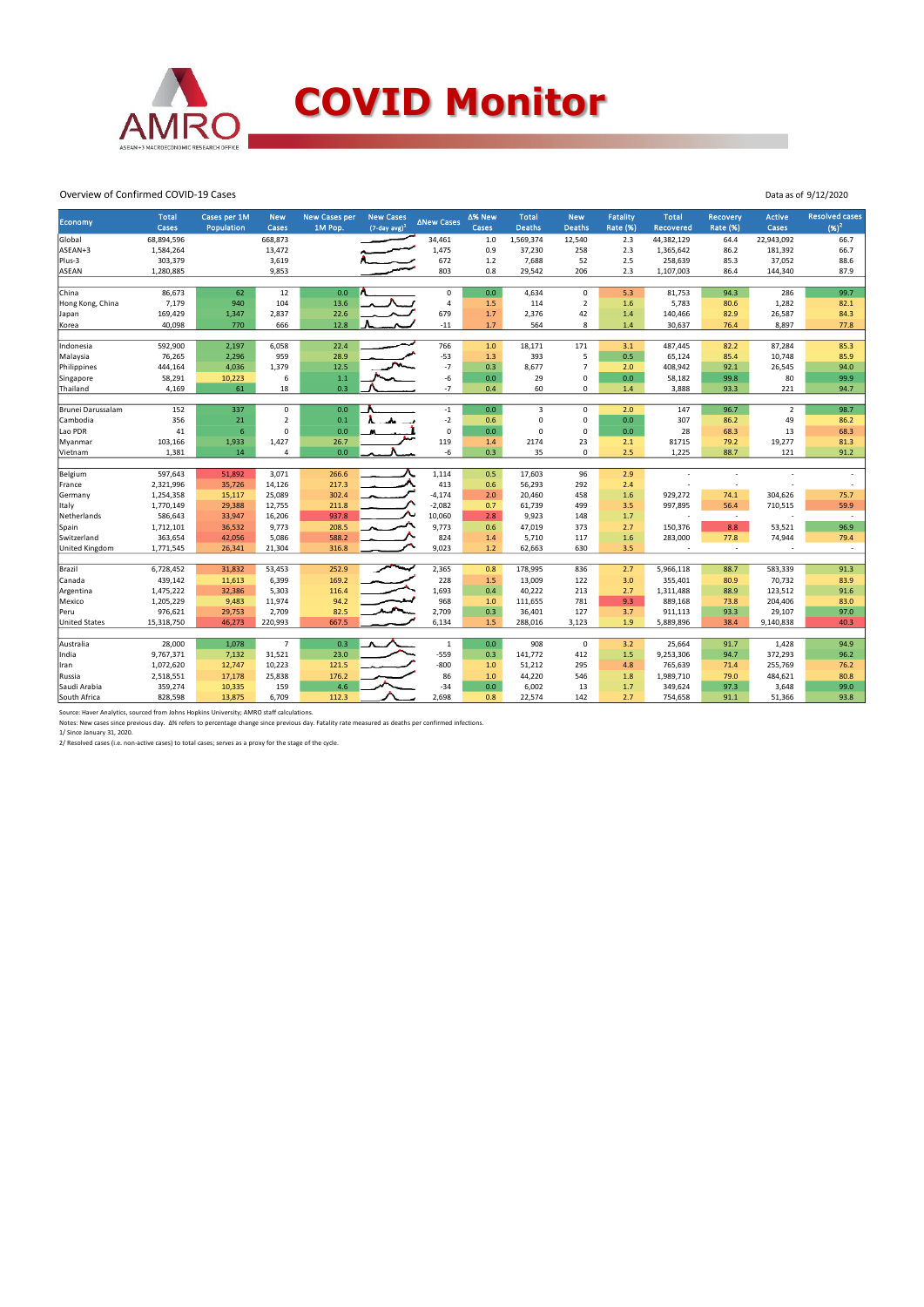# COVID Monitor

Overview of Confirmed COVID-19 Cases

Data as of 9/12/2020

| Economy | Total Cases | Cases per 1M Population | New Cases | New Cases per 1M Pop. | New Cases (7-day avg)[1] | ΔNew Cases | Δ% New Cases | Total Deaths | New Deaths | Fatality Rate (%) | Total Recovered | Recovery Rate (%) | Active Cases | Resolved cases (%)[2] |
|---|---|---|---|---|---|---|---|---|---|---|---|---|---|---|
| Global | 68,894,596 | | 668,873 | | | 34,461 | 1.0 | 1,569,374 | 12,540 | 2.3 | 44,382,129 | 64.4 | 22,943,092 | 66.7 |
| ASEAN+3 | 1,584,264 | | 13,472 | | | 1,475 | 0.9 | 37,230 | 258 | 2.3 | 1,365,642 | 86.2 | 181,392 | 66.7 |
| Plus-3 | 303,379 | | 3,619 | | | 672 | 1.2 | 7,688 | 52 | 2.5 | 258,639 | 85.3 | 37,052 | 88.6 |
| ASEAN | 1,280,885 | | 9,853 | | | 803 | 0.8 | 29,542 | 206 | 2.3 | 1,107,003 | 86.4 | 144,340 | 87.9 |
| | | | | | | | | | | | | | | |
| China | 86,673 | 62 | 12 | 0.0 | | 0 | 0.0 | 4,634 | 0 | 5.3 | 81,753 | 94.3 | 286 | 99.7 |
| Hong Kong, China | 7,179 | 940 | 104 | 13.6 | | 4 | 1.5 | 114 | 2 | 1.6 | 5,783 | 80.6 | 1,282 | 82.1 |
| Japan | 169,429 | 1,347 | 2,837 | 22.6 | | 679 | 1.7 | 2,376 | 42 | 1.4 | 140,466 | 82.9 | 26,587 | 84.3 |
| Korea | 40,098 | 770 | 666 | 12.8 | | -11 | 1.7 | 564 | 8 | 1.4 | 30,637 | 76.4 | 8,897 | 77.8 |
| | | | | | | | | | | | | | | |
| Indonesia | 592,900 | 2,197 | 6,058 | 22.4 | | 766 | 1.0 | 18,171 | 171 | 3.1 | 487,445 | 82.2 | 87,284 | 85.3 |
| Malaysia | 76,265 | 2,296 | 959 | 28.9 | | -53 | 1.3 | 393 | 5 | 0.5 | 65,124 | 85.4 | 10,748 | 85.9 |
| Philippines | 444,164 | 4,036 | 1,379 | 12.5 | | -7 | 0.3 | 8,677 | 7 | 2.0 | 408,942 | 92.1 | 26,545 | 94.0 |
| Singapore | 58,291 | 10,223 | 6 | 1.1 | | -6 | 0.0 | 29 | 0 | 0.0 | 58,182 | 99.8 | 80 | 99.9 |
| Thailand | 4,169 | 61 | 18 | 0.3 | | -7 | 0.4 | 60 | 0 | 1.4 | 3,888 | 93.3 | 221 | 94.7 |
| | | | | | | | | | | | | | | |
| Brunei Darussalam | 152 | 337 | 0 | 0.0 | | -1 | 0.0 | 3 | 0 | 2.0 | 147 | 96.7 | 2 | 98.7 |
| Cambodia | 356 | 21 | 2 | 0.1 | | -2 | 0.6 | 0 | 0 | 0.0 | 307 | 86.2 | 49 | 86.2 |
| Lao PDR | 41 | 6 | 0 | 0.0 | | 0 | 0.0 | 0 | 0 | 0.0 | 28 | 68.3 | 13 | 68.3 |
| Myanmar | 103,166 | 1,933 | 1,427 | 26.7 | | 119 | 1.4 | 2174 | 23 | 2.1 | 81715 | 79.2 | 19,277 | 81.3 |
| Vietnam | 1,381 | 14 | 4 | 0.0 | | -6 | 0.3 | 35 | 0 | 2.5 | 1,225 | 88.7 | 121 | 91.2 |
| | | | | | | | | | | | | | | |
| Belgium | 597,643 | 51,892 | 3,071 | 266.6 | | 1,114 | 0.5 | 17,603 | 96 | 2.9 | - | - | - | - |
| France | 2,321,996 | 35,726 | 14,126 | 217.3 | | 413 | 0.6 | 56,293 | 292 | 2.4 | - | - | - | - |
| Germany | 1,254,358 | 15,117 | 25,089 | 302.4 | | -4,174 | 2.0 | 20,460 | 458 | 1.6 | 929,272 | 74.1 | 304,626 | 75.7 |
| Italy | 1,770,149 | 29,388 | 12,755 | 211.8 | | -2,082 | 0.7 | 61,739 | 499 | 3.5 | 997,895 | 56.4 | 710,515 | 59.9 |
| Netherlands | 586,643 | 33,947 | 16,206 | 937.8 | | 10,060 | 2.8 | 9,923 | 148 | 1.7 | - | - | - | - |
| Spain | 1,712,101 | 36,532 | 9,773 | 208.5 | | 9,773 | 0.6 | 47,019 | 373 | 2.7 | 150,376 | 8.8 | 53,521 | 96.9 |
| Switzerland | 363,654 | 42,056 | 5,086 | 588.2 | | 824 | 1.4 | 5,710 | 117 | 1.6 | 283,000 | 77.8 | 74,944 | 79.4 |
| United Kingdom | 1,771,545 | 26,341 | 21,304 | 316.8 | | 9,023 | 1.2 | 62,663 | 630 | 3.5 | - | - | - | - |
| | | | | | | | | | | | | | | |
| Brazil | 6,728,452 | 31,832 | 53,453 | 252.9 | | 2,365 | 0.8 | 178,995 | 836 | 2.7 | 5,966,118 | 88.7 | 583,339 | 91.3 |
| Canada | 439,142 | 11,613 | 6,399 | 169.2 | | 228 | 1.5 | 13,009 | 122 | 3.0 | 355,401 | 80.9 | 70,732 | 83.9 |
| Argentina | 1,475,222 | 32,386 | 5,303 | 116.4 | | 1,693 | 0.4 | 40,222 | 213 | 2.7 | 1,311,488 | 88.9 | 123,512 | 91.6 |
| Mexico | 1,205,229 | 9,483 | 11,974 | 94.2 | | 968 | 1.0 | 111,655 | 781 | 9.3 | 889,168 | 73.8 | 204,406 | 83.0 |
| Peru | 976,621 | 29,753 | 2,709 | 82.5 | | 2,709 | 0.3 | 36,401 | 127 | 3.7 | 911,113 | 93.3 | 29,107 | 97.0 |
| United States | 15,318,750 | 46,273 | 220,993 | 667.5 | | 6,134 | 1.5 | 288,016 | 3,123 | 1.9 | 5,889,896 | 38.4 | 9,140,838 | 40.3 |
| | | | | | | | | | | | | | | |
| Australia | 28,000 | 1,078 | 7 | 0.3 | | 1 | 0.0 | 908 | 0 | 3.2 | 25,664 | 91.7 | 1,428 | 94.9 |
| India | 9,767,371 | 7,132 | 31,521 | 23.0 | | -559 | 0.3 | 141,772 | 412 | 1.5 | 9,253,306 | 94.7 | 372,293 | 96.2 |
| Iran | 1,072,620 | 12,747 | 10,223 | 121.5 | | -800 | 1.0 | 51,212 | 295 | 4.8 | 765,639 | 71.4 | 255,769 | 76.2 |
| Russia | 2,518,551 | 17,178 | 25,838 | 176.2 | | 86 | 1.0 | 44,220 | 546 | 1.8 | 1,989,710 | 79.0 | 484,621 | 80.8 |
| Saudi Arabia | 359,274 | 10,335 | 159 | 4.6 | | -34 | 0.0 | 6,002 | 13 | 1.7 | 349,624 | 97.3 | 3,648 | 99.0 |
| South Africa | 828,598 | 13,875 | 6,709 | 112.3 | | 2,698 | 0.8 | 22,574 | 142 | 2.7 | 754,658 | 91.1 | 51,366 | 93.8 |

Source: Haver Analytics, sourced from Johns Hopkins University; AMRO staff calculations.

Notes: New cases since previous day. Δ% refers to percentage change since previous day. Fatality rate measured as deaths per confirmed infections.

1/ Since January 31, 2020.

2/ Resolved cases (i.e. non-active cases) to total cases; serves as a proxy for the stage of the cycle.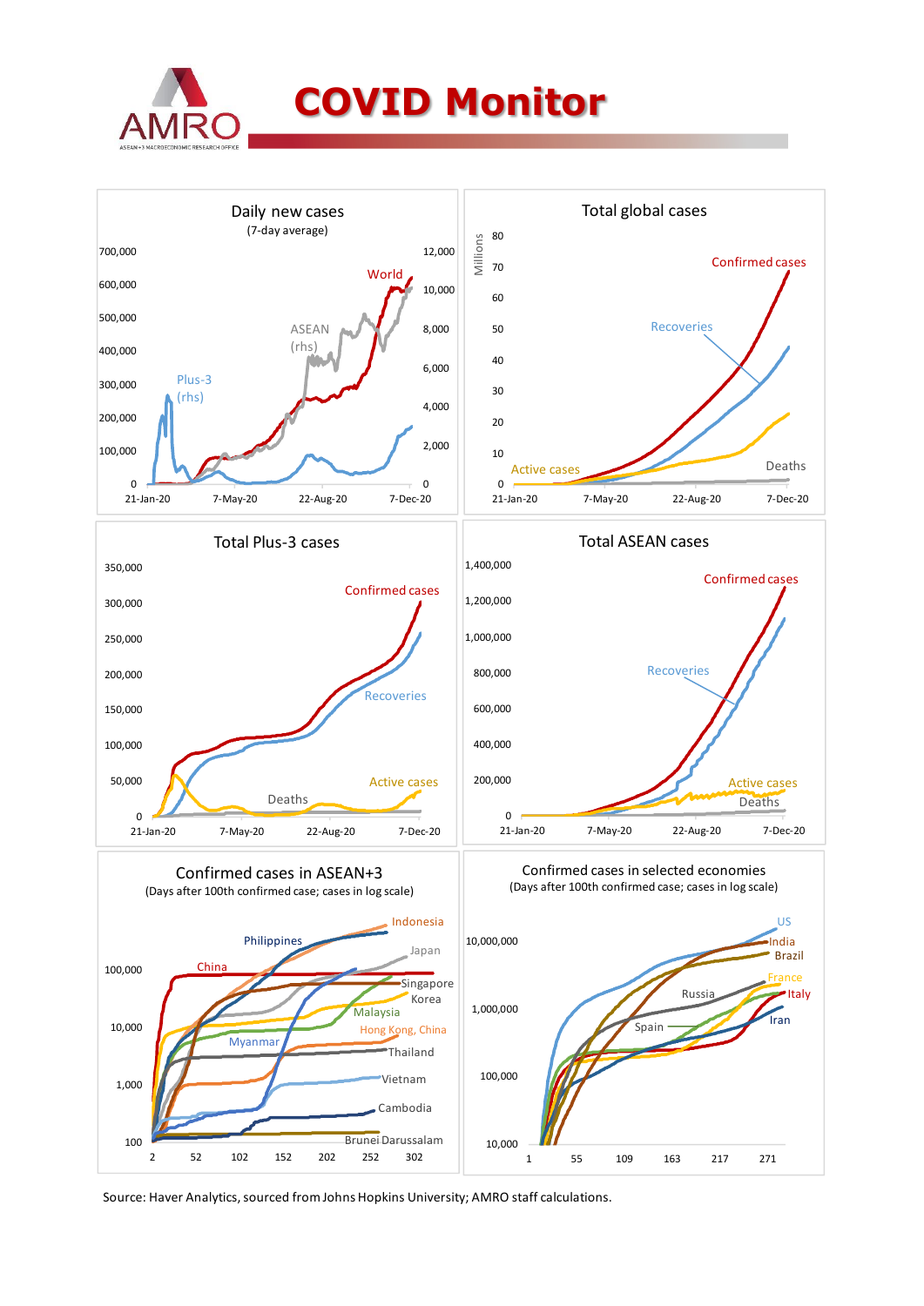# COVID Monitor

AMRO
ASEAN+3 MACROECONOMIC RESEARCH OFFICE

## Daily new cases

(7-day average)

700,000
600,000
500,000
400,000
300,000
200,000
100,000
0

12,000
10,000
8,000
6,000
4,000
2,000
0

World
ASEAN (rhs)
Plus-3 (rhs)

21-Jan-20
7-May-20
22-Aug-20
7-Dec-20

## Total global cases

Millions

80
70
60
50
40
30
20
10
0

Confirmed cases
Recoveries
Active cases
Deaths

21-Jan-20
7-May-20
22-Aug-20
7-Dec-20

## Total Plus-3 cases

350,000
300,000
250,000
200,000
150,000
100,000
50,000
0

Confirmed cases
Recoveries
Active cases
Deaths

21-Jan-20
7-May-20
22-Aug-20
7-Dec-20

## Total ASEAN cases

1,400,000
1,200,000
1,000,000
800,000
600,000
400,000
200,000
0

Confirmed cases
Recoveries
Active cases
Deaths

21-Jan-20
7-May-20
22-Aug-20
7-Dec-20

## Confirmed cases in ASEAN+3

(Days after 100th confirmed case; cases in log scale)

100,000
10,000
1,000
100

2
52
102
152
202
252
302

Indonesia
Philippines
Japan
China
Singapore
Korea
Malaysia
Myanmar
Hong Kong, China
Thailand
Vietnam
Cambodia
Brunei Darussalam

## Confirmed cases in selected economies

(Days after 100th confirmed case; cases in log scale)

10,000,000
1,000,000
100,000
10,000

1
55
109
163
217
271

US
India
Brazil
France
Italy
Russia
Spain
Iran

Source: Haver Analytics, sourced from Johns Hopkins University; AMRO staff calculations.